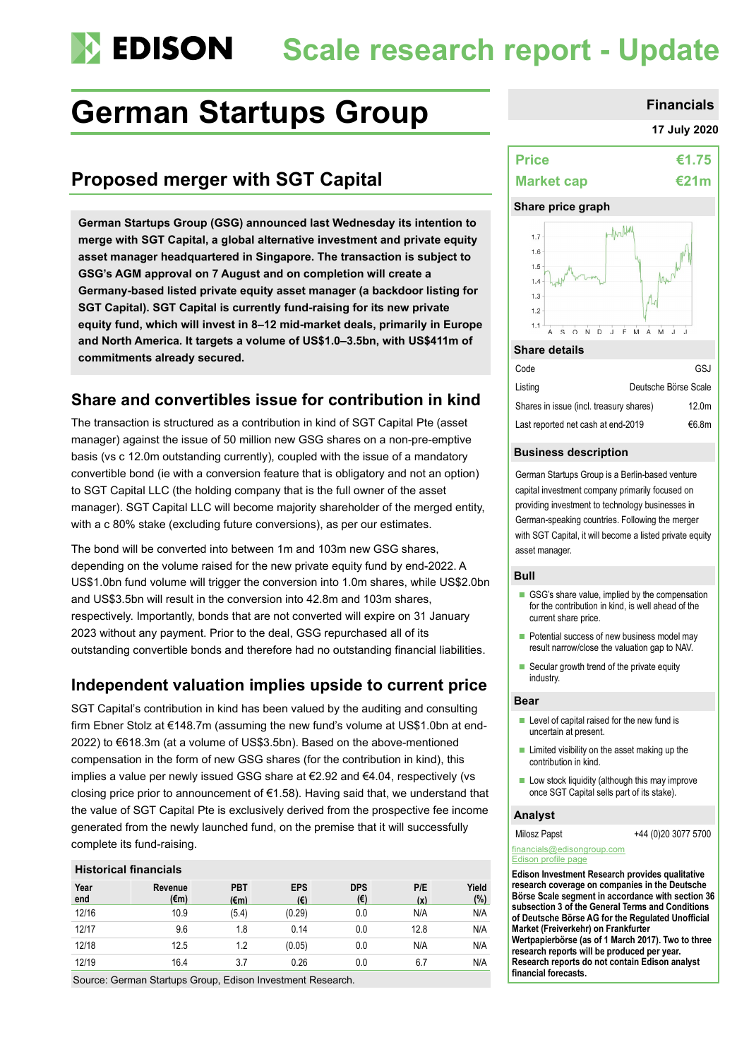# German Startups Group

## Proposed merger with SGT Capital

**German Startups Group (GSG) announced last Wednesday its intention to merge with SGT Capital, a global alternative investment and private equity asset manager headquartered in Singapore. The transaction is subject to GSG's AGM approval on 7 August and on completion will create a Germany-based listed private equity asset manager (a backdoor listing for SGT Capital). SGT Capital is currently fund-raising for its new private equity fund, which will invest in 8–12 mid-market deals, primarily in Europe and North America. It targets a volume of US$1.0–3.5bn, with US$411m of commitments already secured.**

## Share and convertibles issue for contribution in kind

The transaction is structured as a contribution in kind of SGT Capital Pte (asset manager) against the issue of 50 million new GSG shares on a non-pre-emptive basis (vs c 12.0m outstanding currently), coupled with the issue of a mandatory convertible bond (ie with a conversion feature that is obligatory and not an option) to SGT Capital LLC (the holding company that is the full owner of the asset manager). SGT Capital LLC will become majority shareholder of the merged entity, with a c 80% stake (excluding future conversions), as per our estimates.

The bond will be converted into between 1m and 103m new GSG shares, depending on the volume raised for the new private equity fund by end-2022. A US$1.0bn fund volume will trigger the conversion into 1.0m shares, while US$2.0bn and US$3.5bn will result in the conversion into 42.8m and 103m shares, respectively. Importantly, bonds that are not converted will expire on 31 January 2023 without any payment. Prior to the deal, GSG repurchased all of its outstanding convertible bonds and therefore had no outstanding financial liabilities.

## Independent valuation implies upside to current price

SGT Capital's contribution in kind has been valued by the auditing and consulting firm Ebner Stolz at €148.7m (assuming the new fund's volume at US$1.0bn at end-2022) to €618.3m (at a volume of US$3.5bn). Based on the above-mentioned compensation in the form of new GSG shares (for the contribution in kind), this implies a value per newly issued GSG share at €2.92 and €4.04, respectively (vs closing price prior to announcement of €1.58). Having said that, we understand that the value of SGT Capital Pte is exclusively derived from the prospective fee income generated from the newly launched fund, on the premise that it will successfully complete its fund-raising.

**Historical financials**

| Year end | Revenue (€m) | PBT (€m) | EPS (€) | DPS (€) | P/E (x) | Yield (%) |
|---|---|---|---|---|---|---|
| 12/16 | 10.9 | (5.4) | (0.29) | 0.0 | N/A | N/A |
| 12/17 | 9.6 | 1.8 | 0.14 | 0.0 | 12.8 | N/A |
| 12/18 | 12.5 | 1.2 | (0.05) | 0.0 | N/A | N/A |
| 12/19 | 16.4 | 3.7 | 0.26 | 0.0 | 6.7 | N/A |

Source: German Startups Group, Edison Investment Research.

**Financials**

**17 July 2020**

| | |
|---|---|
| **Price** | **€1.75** |
| **Market cap** | **€21m** |

**Share price graph**

**Share details**

| | |
|---|---|
| Code | GSJ |
| Listing | Deutsche Börse Scale |
| Shares in issue (incl. treasury shares) | 12.0m |
| Last reported net cash at end-2019 | €6.8m |

**Business description**

German Startups Group is a Berlin-based venture capital investment company primarily focused on providing investment to technology businesses in German-speaking countries. Following the merger with SGT Capital, it will become a listed private equity asset manager.

**Bull**

- GSG's share value, implied by the compensation for the contribution in kind, is well ahead of the current share price.
- Potential success of new business model may result narrow/close the valuation gap to NAV.
- Secular growth trend of the private equity industry.

**Bear**

- Level of capital raised for the new fund is uncertain at present.
- Limited visibility on the asset making up the contribution in kind.
- Low stock liquidity (although this may improve once SGT Capital sells part of its stake).

**Analyst**

Milosz Papst +44 (0)20 3077 5700

financials@edisongroup.com

Edison profile page

**Edison Investment Research provides qualitative research coverage on companies in the Deutsche Börse Scale segment in accordance with section 36 subsection 3 of the General Terms and Conditions of Deutsche Börse AG for the Regulated Unofficial Market (Freiverkehr) on Frankfurter Wertpapierbörse (as of 1 March 2017). Two to three research reports will be produced per year. Research reports do not contain Edison analyst financial forecasts.**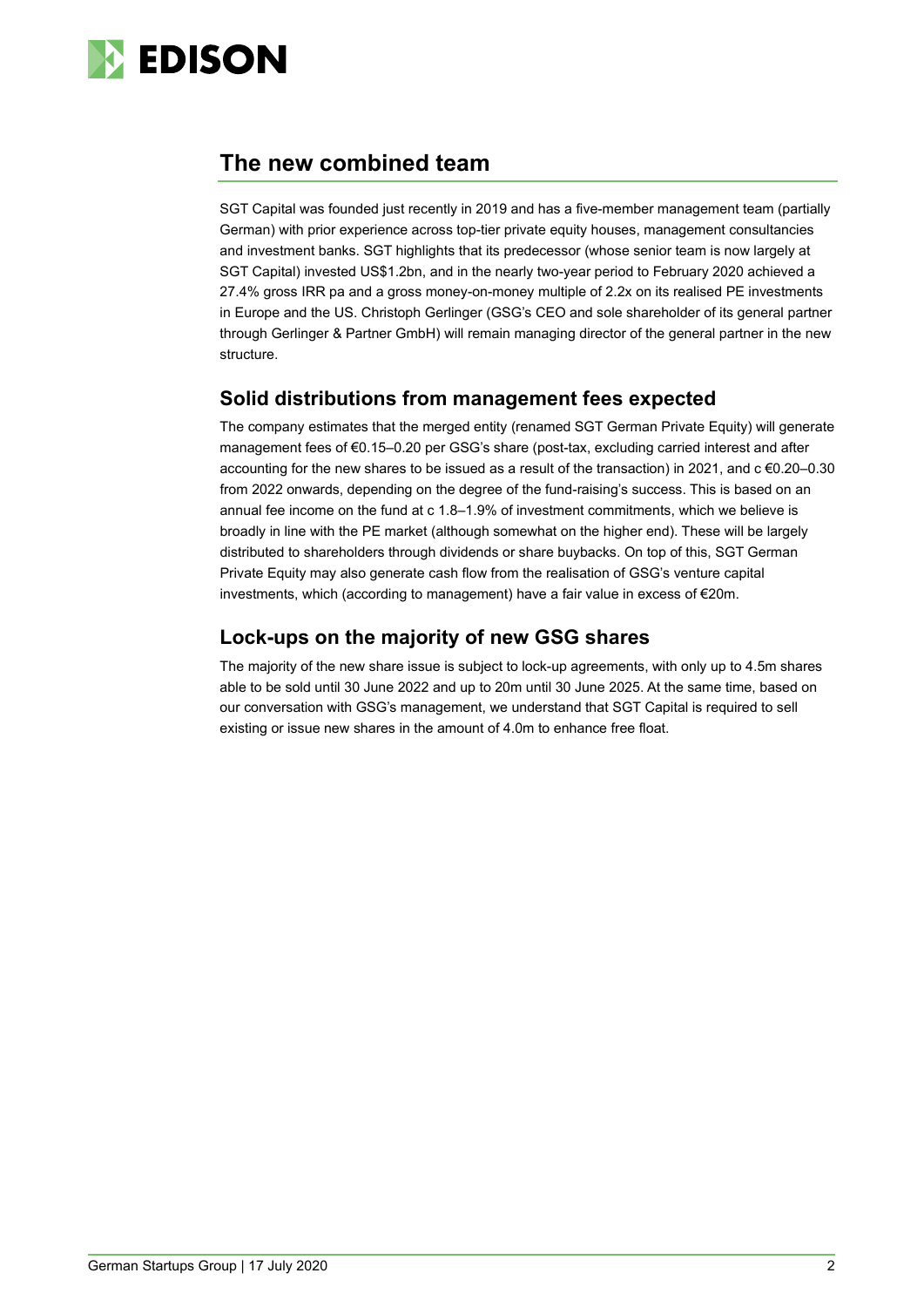## The new combined team

SGT Capital was founded just recently in 2019 and has a five-member management team (partially German) with prior experience across top-tier private equity houses, management consultancies and investment banks. SGT highlights that its predecessor (whose senior team is now largely at SGT Capital) invested US$1.2bn, and in the nearly two-year period to February 2020 achieved a 27.4% gross IRR pa and a gross money-on-money multiple of 2.2x on its realised PE investments in Europe and the US. Christoph Gerlinger (GSG's CEO and sole shareholder of its general partner through Gerlinger & Partner GmbH) will remain managing director of the general partner in the new structure.

### Solid distributions from management fees expected

The company estimates that the merged entity (renamed SGT German Private Equity) will generate management fees of €0.15–0.20 per GSG's share (post-tax, excluding carried interest and after accounting for the new shares to be issued as a result of the transaction) in 2021, and c €0.20–0.30 from 2022 onwards, depending on the degree of the fund-raising's success. This is based on an annual fee income on the fund at c 1.8–1.9% of investment commitments, which we believe is broadly in line with the PE market (although somewhat on the higher end). These will be largely distributed to shareholders through dividends or share buybacks. On top of this, SGT German Private Equity may also generate cash flow from the realisation of GSG's venture capital investments, which (according to management) have a fair value in excess of €20m.

### Lock-ups on the majority of new GSG shares

The majority of the new share issue is subject to lock-up agreements, with only up to 4.5m shares able to be sold until 30 June 2022 and up to 20m until 30 June 2025. At the same time, based on our conversation with GSG's management, we understand that SGT Capital is required to sell existing or issue new shares in the amount of 4.0m to enhance free float.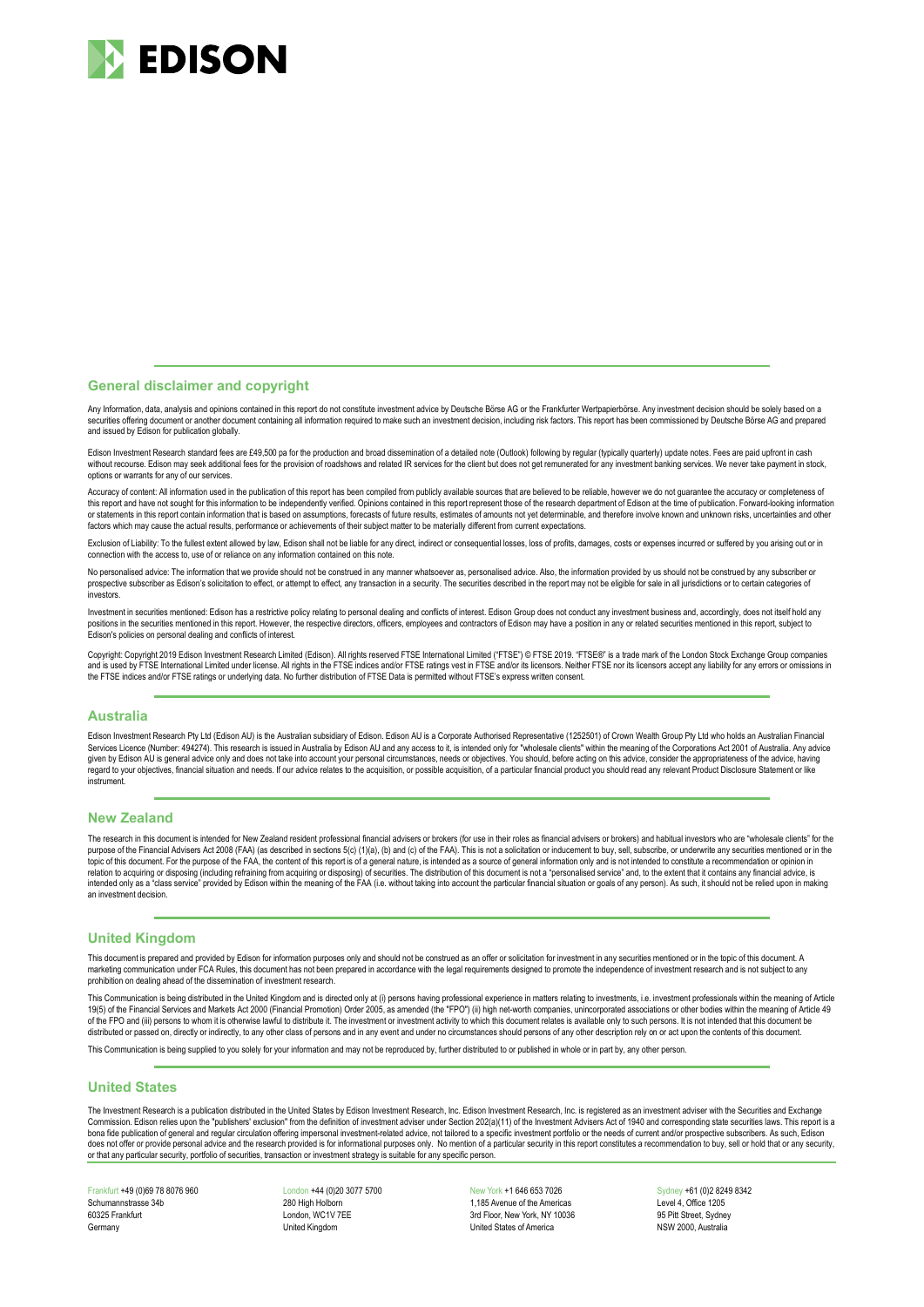# EDISON

## General disclaimer and copyright

Any Information, data, analysis and opinions contained in this report do not constitute investment advice by Deutsche Börse AG or the Frankfurter Wertpapierbörse. Any investment decision should be solely based on a securities offering document or another document containing all information required to make such an investment decision, including risk factors. This report has been commissioned by Deutsche Börse AG and prepared and issued by Edison for publication globally.

Edison Investment Research standard fees are £49,500 pa for the production and broad dissemination of a detailed note (Outlook) following by regular (typically quarterly) update notes. Fees are paid upfront in cash without recourse. Edison may seek additional fees for the provision of roadshows and related IR services for the client but does not get remunerated for any investment banking services. We never take payment in stock, options or warrants for any of our services.

Accuracy of content: All information used in the publication of this report has been compiled from publicly available sources that are believed to be reliable, however we do not guarantee the accuracy or completeness of this report and have not sought for this information to be independently verified. Opinions contained in this report represent those of the research department of Edison at the time of publication. Forward-looking information or statements in this report contain information that is based on assumptions, forecasts of future results, estimates of amounts not yet determinable, and therefore involve known and unknown risks, uncertainties and other factors which may cause the actual results, performance or achievements of their subject matter to be materially different from current expectations.

Exclusion of Liability: To the fullest extent allowed by law, Edison shall not be liable for any direct, indirect or consequential losses, loss of profits, damages, costs or expenses incurred or suffered by you arising out or in connection with the access to, use of or reliance on any information contained on this note.

No personalised advice: The information that we provide should not be construed in any manner whatsoever as, personalised advice. Also, the information provided by us should not be construed by any subscriber or prospective subscriber as Edison's solicitation to effect, or attempt to effect, any transaction in a security. The securities described in the report may not be eligible for sale in all jurisdictions or to certain categories of investors.

Investment in securities mentioned: Edison has a restrictive policy relating to personal dealing and conflicts of interest. Edison Group does not conduct any investment business and, accordingly, does not itself hold any positions in the securities mentioned in this report. However, the respective directors, officers, employees and contractors of Edison may have a position in any or related securities mentioned in this report, subject to Edison's policies on personal dealing and conflicts of interest.

Copyright: Copyright 2019 Edison Investment Research Limited (Edison). All rights reserved FTSE International Limited ("FTSE") © FTSE 2019. "FTSE®" is a trade mark of the London Stock Exchange Group companies and is used by FTSE International Limited under license. All rights in the FTSE indices and/or FTSE ratings vest in FTSE and/or its licensors. Neither FTSE nor its licensors accept any liability for any errors or omissions in the FTSE indices and/or FTSE ratings or underlying data. No further distribution of FTSE Data is permitted without FTSE's express written consent.

## Australia

Edison Investment Research Pty Ltd (Edison AU) is the Australian subsidiary of Edison. Edison AU is a Corporate Authorised Representative (1252501) of Crown Wealth Group Pty Ltd who holds an Australian Financial Services Licence (Number: 494274). This research is issued in Australia by Edison AU and any access to it, is intended only for "wholesale clients" within the meaning of the Corporations Act 2001 of Australia. Any advice given by Edison AU is general advice only and does not take into account your personal circumstances, needs or objectives. You should, before acting on this advice, consider the appropriateness of the advice, having regard to your objectives, financial situation and needs. If our advice relates to the acquisition, or possible acquisition, of a particular financial product you should read any relevant Product Disclosure Statement or like instrument.

## New Zealand

The research in this document is intended for New Zealand resident professional financial advisers or brokers (for use in their roles as financial advisers or brokers) and habitual investors who are "wholesale clients" for the purpose of the Financial Advisers Act 2008 (FAA) (as described in sections 5(c) (1)(a), (b) and (c) of the FAA). This is not a solicitation or inducement to buy, sell, subscribe, or underwrite any securities mentioned or in the topic of this document. For the purpose of the FAA, the content of this report is of a general nature, is intended as a source of general information only and is not intended to constitute a recommendation or opinion in relation to acquiring or disposing (including refraining from acquiring or disposing) of securities. The distribution of this document is not a "personalised service" and, to the extent that it contains any financial advice, is intended only as a "class service" provided by Edison within the meaning of the FAA (i.e. without taking into account the particular financial situation or goals of any person). As such, it should not be relied upon in making an investment decision.

## United Kingdom

This document is prepared and provided by Edison for information purposes only and should not be construed as an offer or solicitation for investment in any securities mentioned or in the topic of this document. A marketing communication under FCA Rules, this document has not been prepared in accordance with the legal requirements designed to promote the independence of investment research and is not subject to any prohibition on dealing ahead of the dissemination of investment research.

This Communication is being distributed in the United Kingdom and is directed only at (i) persons having professional experience in matters relating to investments, i.e. investment professionals within the meaning of Article 19(5) of the Financial Services and Markets Act 2000 (Financial Promotion) Order 2005, as amended (the "FPO") (ii) high net-worth companies, unincorporated associations or other bodies within the meaning of Article 49 of the FPO and (iii) persons to whom it is otherwise lawful to distribute it. The investment or investment activity to which this document relates is available only to such persons. It is not intended that this document be distributed or passed on, directly or indirectly, to any other class of persons and in any event and under no circumstances should persons of any other description rely on or act upon the contents of this document.

This Communication is being supplied to you solely for your information and may not be reproduced by, further distributed to or published in whole or in part by, any other person.

## United States

The Investment Research is a publication distributed in the United States by Edison Investment Research, Inc. Edison Investment Research, Inc. is registered as an investment adviser with the Securities and Exchange Commission. Edison relies upon the "publishers' exclusion" from the definition of investment adviser under Section 202(a)(11) of the Investment Advisers Act of 1940 and corresponding state securities laws. This report is a bona fide publication of general and regular circulation offering impersonal investment-related advice, not tailored to a specific investment portfolio or the needs of current and/or prospective subscribers. As such, Edison does not offer or provide personal advice and the research provided is for informational purposes only. No mention of a particular security in this report constitutes a recommendation to buy, sell or hold that or any security, or that any particular security, portfolio of securities, transaction or investment strategy is suitable for any specific person.

Frankfurt +49 (0)69 78 8076 960
Schumannstrasse 34b
60325 Frankfurt
Germany

London +44 (0)20 3077 5700
280 High Holborn
London, WC1V 7EE
United Kingdom

New York +1 646 653 7026
1,185 Avenue of the Americas
3rd Floor, New York, NY 10036
United States of America

Sydney +61 (0)2 8249 8342
Level 4, Office 1205
95 Pitt Street, Sydney
NSW 2000, Australia